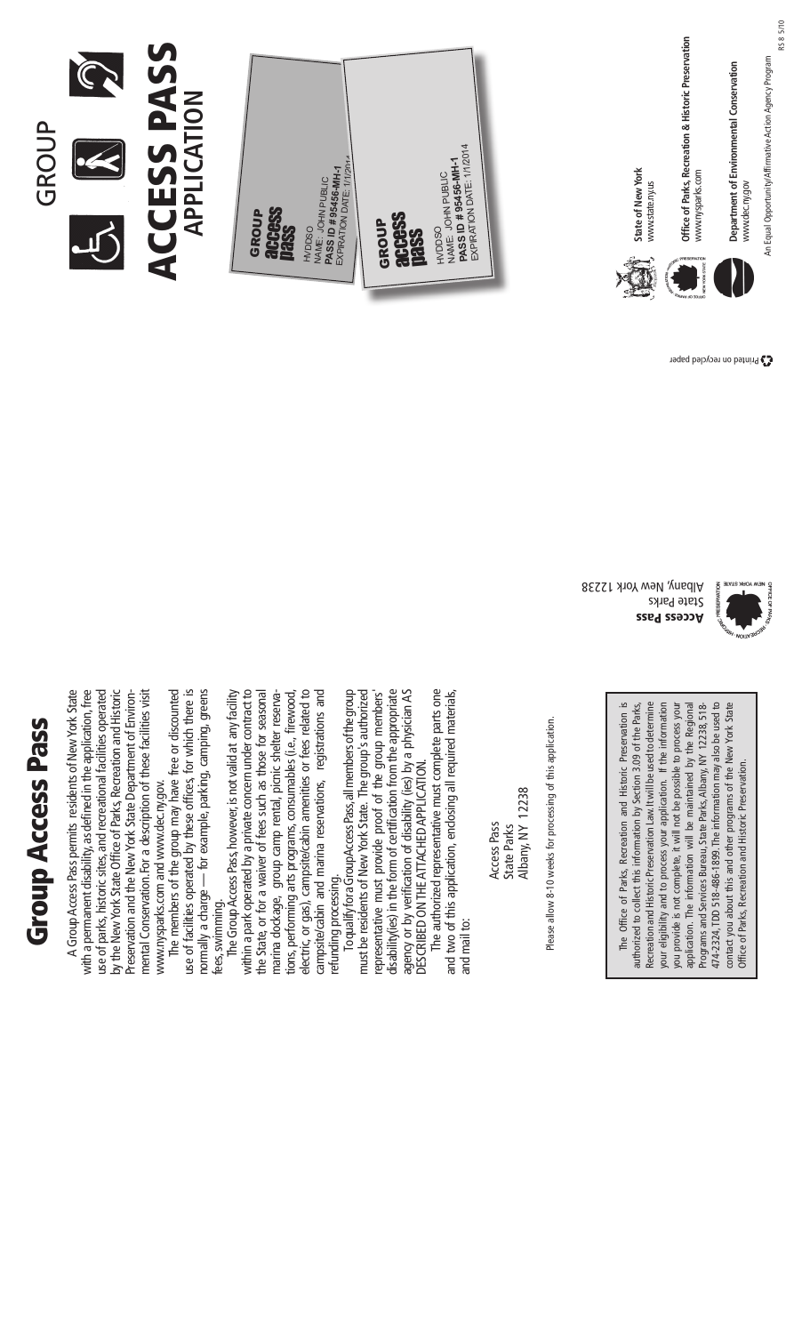# Group Access Pass

A Group Access Pass permits residents of New York State with a permanent disability, as defined in the application, free use of parks, historic sites, and recreational facilities operated by the New York State Office of Parks, Recreation and Historic Preservation and the New York State Department of Environmental Conservation. For a description of these facilities visit www.nysparks.com and www.dec.ny.gov.

The members of the group may have free or discounted use of facilities operated by these offices, for which there is normally a charge — for example, parking, camping, greens fees, swimming.

The Group Access Pass, however, is not valid at any facility within a park operated by a private concern under contract to the State, or for a waiver of fees such as those for seasonal marina dockage, group camp rental, picnic shelter reservations, performing arts programs, consumables (i.e., firewood, electric, or gas), campsite/cabin amenities or fees related to campsite/cabin and marina reservations, registrations and refunding processing.

To qualify for a Group Access Pass, all members of the group must be residents of New York State. The group's authorized representative must provide proof of the group members' disability(ies) in the form of certification from the appropriate agency or by verification of disability (ies) by a physician AS DESCRIBED ON THE ATTACHED APPLICATION.

The authorized representative must complete parts one and two of this application, enclosing all required materials, and mail to:

Access Pass
State Parks
Albany, NY 12238

Please allow 8-10 weeks for processing of this application.

> The Office of Parks, Recreation and Historic Preservation is authorized to collect this information by Section 3.09 of the Parks, Recreation and Historic Preservation Law. It will be used to determine your eligibility and to process your application. If the information you provide is not complete, it will not be possible to process your application. The information will be maintained by the Regional Programs and Services Bureau, State Parks, Albany, NY 12238, 518-474-2324, TDD 518-486-1899. The information may also be used to contact you about this and other programs of the New York State Office of Parks, Recreation and Historic Preservation.

**Access Pass**
State Parks
Albany, New York 12238

GROUP

# ACCESS PASS
## APPLICATION

GROUP access pass
HVDDSO
NAME: JOHN PUBLIC
**PASS ID # 95456-MH-1**
EXPIRATION DATE: 1/1/2014

GROUP access pass
HVDDSO
NAME: JOHN PUBLIC
**PASS ID # 95456-MH-1**
EXPIRATION DATE: 1/1/2014

**State of New York**
www.state.ny.us

**Office of Parks, Recreation & Historic Preservation**
www.nysparks.com

**Department of Environmental Conservation**
www.dec.ny.gov

An Equal Opportunity/Affirmative Action Agency Program

RS 8 5/10

Printed on recycled paper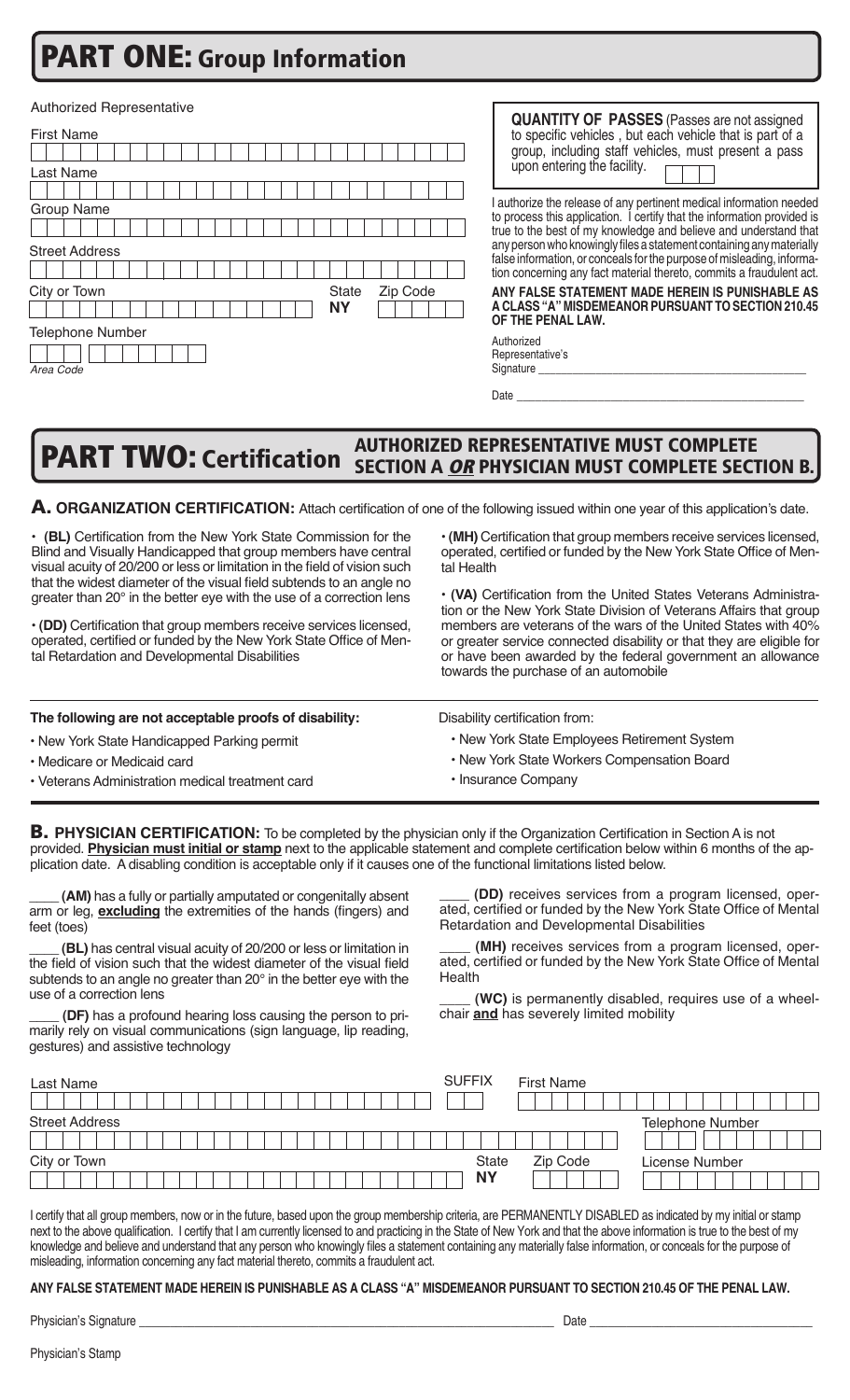# PART ONE: Group Information

Authorized Representative

First Name

Last Name

Group Name

Street Address

City or Town | State **NY** | Zip Code

Telephone Number

*Area Code*

**QUANTITY OF PASSES** (Passes are not assigned to specific vehicles , but each vehicle that is part of a group, including staff vehicles, must present a pass upon entering the facility.

I authorize the release of any pertinent medical information needed to process this application. I certify that the information provided is true to the best of my knowledge and believe and understand that any person who knowingly files a statement containing any materially false information, or conceals for the purpose of misleading, information concerning any fact material thereto, commits a fraudulent act.

**ANY FALSE STATEMENT MADE HEREIN IS PUNISHABLE AS A CLASS "A" MISDEMEANOR PURSUANT TO SECTION 210.45 OF THE PENAL LAW.**

Authorized Representative's Signature ______________________________

Date ______________________________

# PART TWO: Certification

## AUTHORIZED REPRESENTATIVE MUST COMPLETE SECTION A *OR* PHYSICIAN MUST COMPLETE SECTION B.

**A. ORGANIZATION CERTIFICATION:** Attach certification of one of the following issued within one year of this application's date.

- **(BL)** Certification from the New York State Commission for the Blind and Visually Handicapped that group members have central visual acuity of 20/200 or less or limitation in the field of vision such that the widest diameter of the visual field subtends to an angle no greater than 20° in the better eye with the use of a correction lens
- **(DD)** Certification that group members receive services licensed, operated, certified or funded by the New York State Office of Mental Retardation and Developmental Disabilities
- **(MH)** Certification that group members receive services licensed, operated, certified or funded by the New York State Office of Mental Health
- **(VA)** Certification from the United States Veterans Administration or the New York State Division of Veterans Affairs that group members are veterans of the wars of the United States with 40% or greater service connected disability or that they are eligible for or have been awarded by the federal government an allowance towards the purchase of an automobile

**The following are not acceptable proofs of disability:**

- New York State Handicapped Parking permit
- Medicare or Medicaid card
- Veterans Administration medical treatment card

Disability certification from:

- New York State Employees Retirement System
- New York State Workers Compensation Board
- Insurance Company

**B. PHYSICIAN CERTIFICATION:** To be completed by the physician only if the Organization Certification in Section A is not provided. **Physician must initial or stamp** next to the applicable statement and complete certification below within 6 months of the application date. A disabling condition is acceptable only if it causes one of the functional limitations listed below.

____ **(AM)** has a fully or partially amputated or congenitally absent arm or leg, **excluding** the extremities of the hands (fingers) and feet (toes)

____ **(BL)** has central visual acuity of 20/200 or less or limitation in the field of vision such that the widest diameter of the visual field subtends to an angle no greater than 20° in the better eye with the use of a correction lens

____ **(DF)** has a profound hearing loss causing the person to primarily rely on visual communications (sign language, lip reading, gestures) and assistive technology

____ **(DD)** receives services from a program licensed, operated, certified or funded by the New York State Office of Mental Retardation and Developmental Disabilities

____ **(MH)** receives services from a program licensed, operated, certified or funded by the New York State Office of Mental Health

____ **(WC)** is permanently disabled, requires use of a wheelchair **and** has severely limited mobility

Last Name | SUFFIX | First Name

Street Address | Telephone Number

City or Town | State **NY** | Zip Code | License Number

I certify that all group members, now or in the future, based upon the group membership criteria, are PERMANENTLY DISABLED as indicated by my initial or stamp next to the above qualification. I certify that I am currently licensed to and practicing in the State of New York and that the above information is true to the best of my knowledge and believe and understand that any person who knowingly files a statement containing any materially false information, or conceals for the purpose of misleading, information concerning any fact material thereto, commits a fraudulent act.

**ANY FALSE STATEMENT MADE HEREIN IS PUNISHABLE AS A CLASS "A" MISDEMEANOR PURSUANT TO SECTION 210.45 OF THE PENAL LAW.**

Physician's Signature ______________________________ Date ______________________________

Physician's Stamp